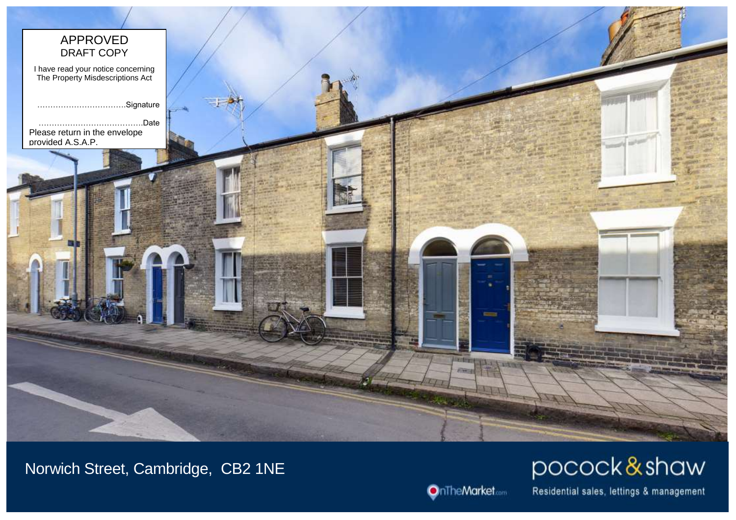APPROVED
DRAFT COPY

I have read your notice concerning The Property Misdescriptions Act

……………………………Signature

…………………………………Date

Please return in the envelope provided A.S.A.P.

Norwich Street, Cambridge, CB2 1NE

OnTheMarket.com

pocock&shaw

Residential sales, lettings & management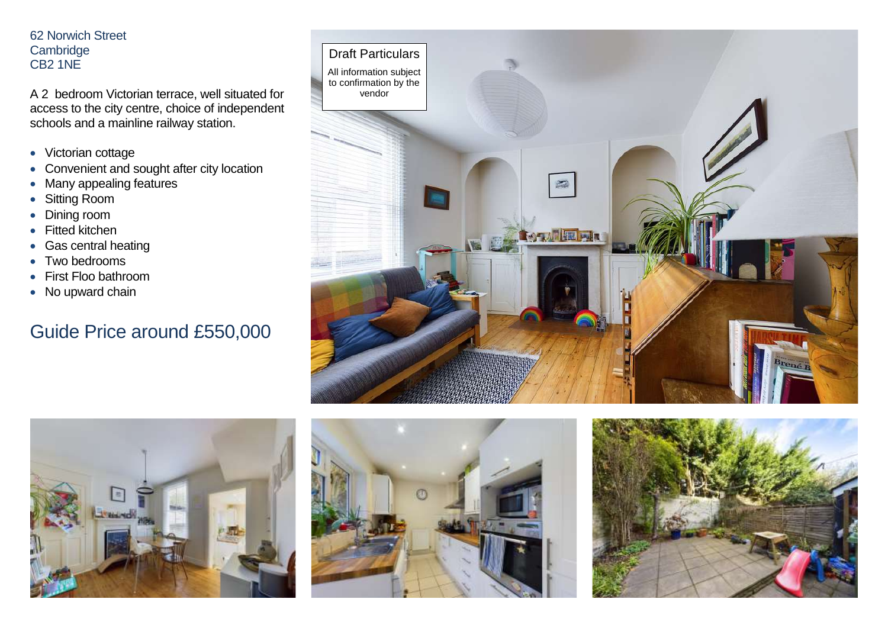62 Norwich Street
Cambridge
CB2 1NE

A 2 bedroom Victorian terrace, well situated for access to the city centre, choice of independent schools and a mainline railway station.

- Victorian cottage
- Convenient and sought after city location
- Many appealing features
- Sitting Room
- Dining room
- Fitted kitchen
- Gas central heating
- Two bedrooms
- First Floo bathroom
- No upward chain

## Guide Price around £550,000

Draft Particulars

All information subject to confirmation by the vendor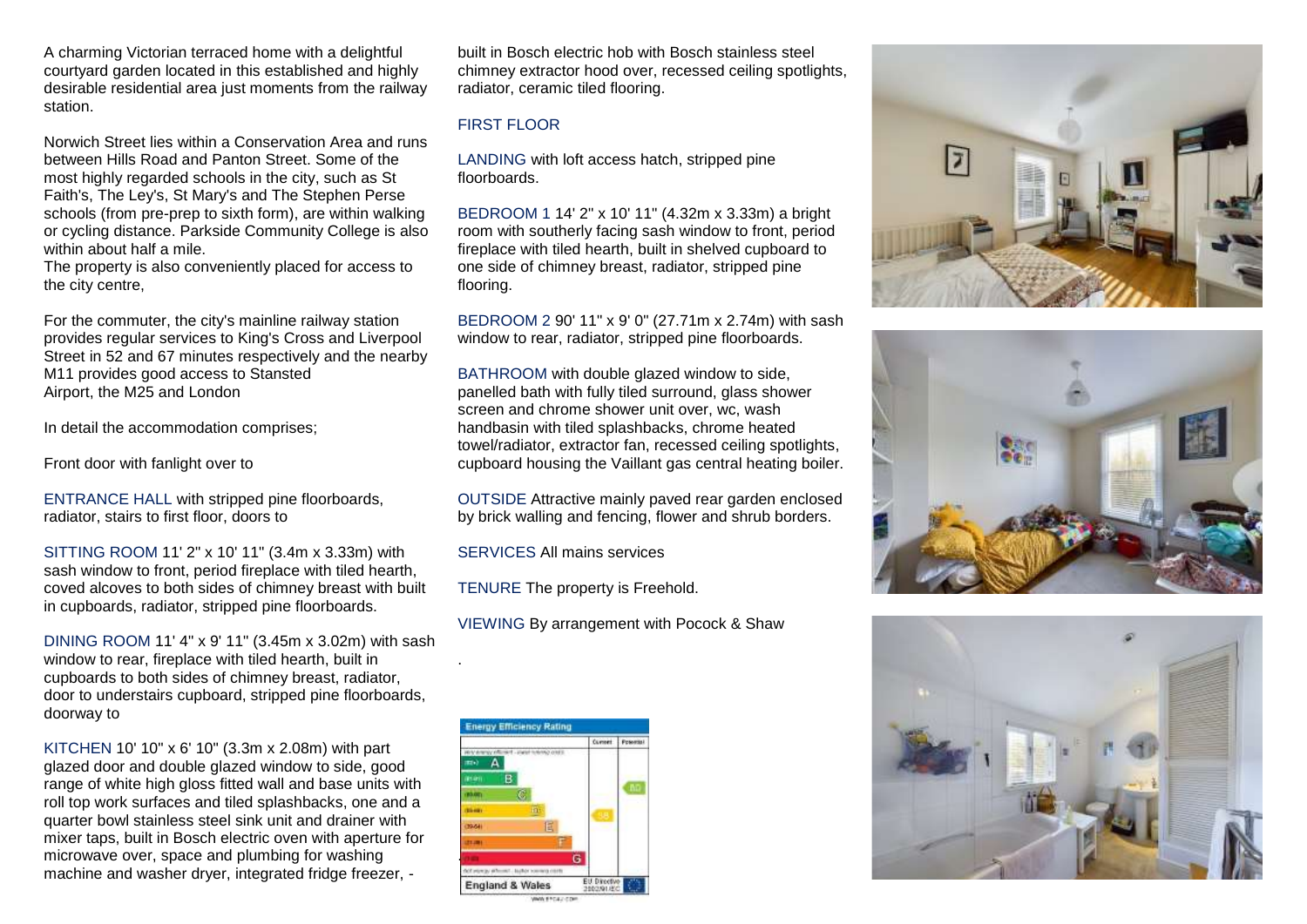A charming Victorian terraced home with a delightful courtyard garden located in this established and highly desirable residential area just moments from the railway station.

Norwich Street lies within a Conservation Area and runs between Hills Road and Panton Street. Some of the most highly regarded schools in the city, such as St Faith's, The Ley's, St Mary's and The Stephen Perse schools (from pre-prep to sixth form), are within walking or cycling distance. Parkside Community College is also within about half a mile.
The property is also conveniently placed for access to the city centre,

For the commuter, the city's mainline railway station provides regular services to King's Cross and Liverpool Street in 52 and 67 minutes respectively and the nearby M11 provides good access to Stansted Airport, the M25 and London

In detail the accommodation comprises;

Front door with fanlight over to

ENTRANCE HALL with stripped pine floorboards, radiator, stairs to first floor, doors to

SITTING ROOM 11' 2" x 10' 11" (3.4m x 3.33m) with sash window to front, period fireplace with tiled hearth, coved alcoves to both sides of chimney breast with built in cupboards, radiator, stripped pine floorboards.

DINING ROOM 11' 4" x 9' 11" (3.45m x 3.02m) with sash window to rear, fireplace with tiled hearth, built in cupboards to both sides of chimney breast, radiator, door to understairs cupboard, stripped pine floorboards, doorway to

KITCHEN 10' 10" x 6' 10" (3.3m x 2.08m) with part glazed door and double glazed window to side, good range of white high gloss fitted wall and base units with roll top work surfaces and tiled splashbacks, one and a quarter bowl stainless steel sink unit and drainer with mixer taps, built in Bosch electric oven with aperture for microwave over, space and plumbing for washing machine and washer dryer, integrated fridge freezer, - built in Bosch electric hob with Bosch stainless steel chimney extractor hood over, recessed ceiling spotlights, radiator, ceramic tiled flooring.

FIRST FLOOR

LANDING with loft access hatch, stripped pine floorboards.

BEDROOM 1 14' 2" x 10' 11" (4.32m x 3.33m) a bright room with southerly facing sash window to front, period fireplace with tiled hearth, built in shelved cupboard to one side of chimney breast, radiator, stripped pine flooring.

BEDROOM 2 90' 11" x 9' 0" (27.71m x 2.74m) with sash window to rear, radiator, stripped pine floorboards.

BATHROOM with double glazed window to side, panelled bath with fully tiled surround, glass shower screen and chrome shower unit over, wc, wash handbasin with tiled splashbacks, chrome heated towel/radiator, extractor fan, recessed ceiling spotlights, cupboard housing the Vaillant gas central heating boiler.

OUTSIDE Attractive mainly paved rear garden enclosed by brick walling and fencing, flower and shrub borders.

SERVICES All mains services

TENURE The property is Freehold.

VIEWING By arrangement with Pocock & Shaw

.

**Energy Efficiency Rating**

| | Current | Potential |
|---|---|---|
| Very energy efficient - lower running costs | | |
| (92+) A | | |
| (81-91) B | | |
| (69-80) C | | 80 |
| (55-68) D | | |
| (39-54) E | 58 | |
| (21-38) F | | |
| (1-20) G | | |
| Not energy efficient - higher running costs | | |
| England & Wales | EU Directive 2002/91/EC | |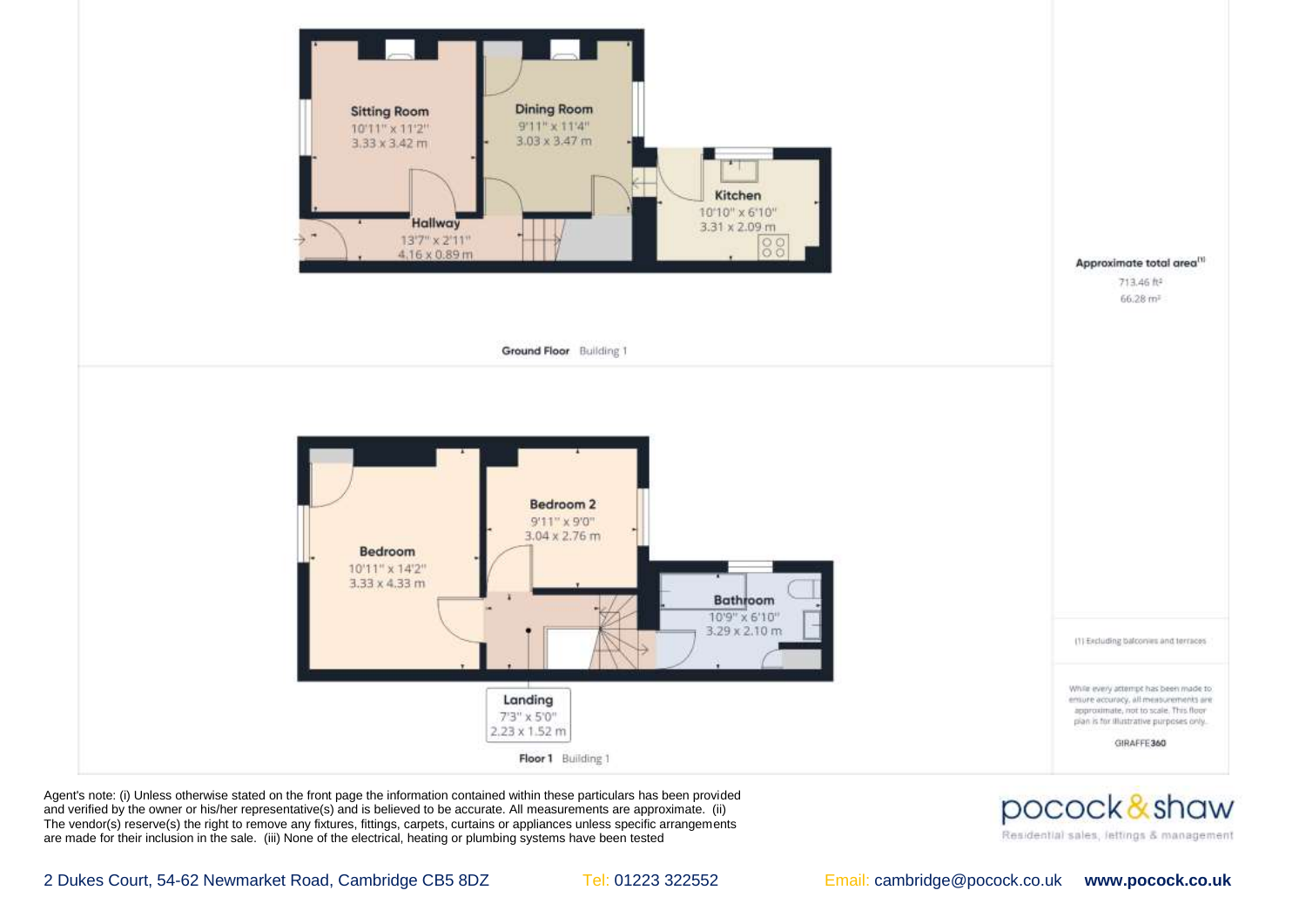Sitting Room
10'11" x 11'2"
3.33 x 3.42 m

Dining Room
9'11" x 11'4"
3.03 x 3.47 m

Kitchen
10'10" x 6'10"
3.31 x 2.09 m

Hallway
13'7" x 2'11"
4.16 x 0.89 m

**Ground Floor** Building 1

Bedroom
10'11" x 14'2"
3.33 x 4.33 m

Bedroom 2
9'11" x 9'0"
3.04 x 2.76 m

Bathroom
10'9" x 6'10"
3.29 x 2.10 m

Landing
7'3" x 5'0"
2.23 x 1.52 m

**Floor 1** Building 1

**Approximate total area**[1]

713.46 ft²

66.28 m²

(1) Excluding balconies and terraces

While every attempt has been made to ensure accuracy, all measurements are approximate, not to scale. This floor plan is for illustrative purposes only.

GIRAFFE360

Agent's note: (i) Unless otherwise stated on the front page the information contained within these particulars has been provided and verified by the owner or his/her representative(s) and is believed to be accurate. All measurements are approximate. (ii) The vendor(s) reserve(s) the right to remove any fixtures, fittings, carpets, curtains or appliances unless specific arrangements are made for their inclusion in the sale. (iii) None of the electrical, heating or plumbing systems have been tested

pocock&shaw
Residential sales, lettings & management

2 Dukes Court, 54-62 Newmarket Road, Cambridge CB5 8DZ Tel: 01223 322552 Email: cambridge@pocock.co.uk **www.pocock.co.uk**